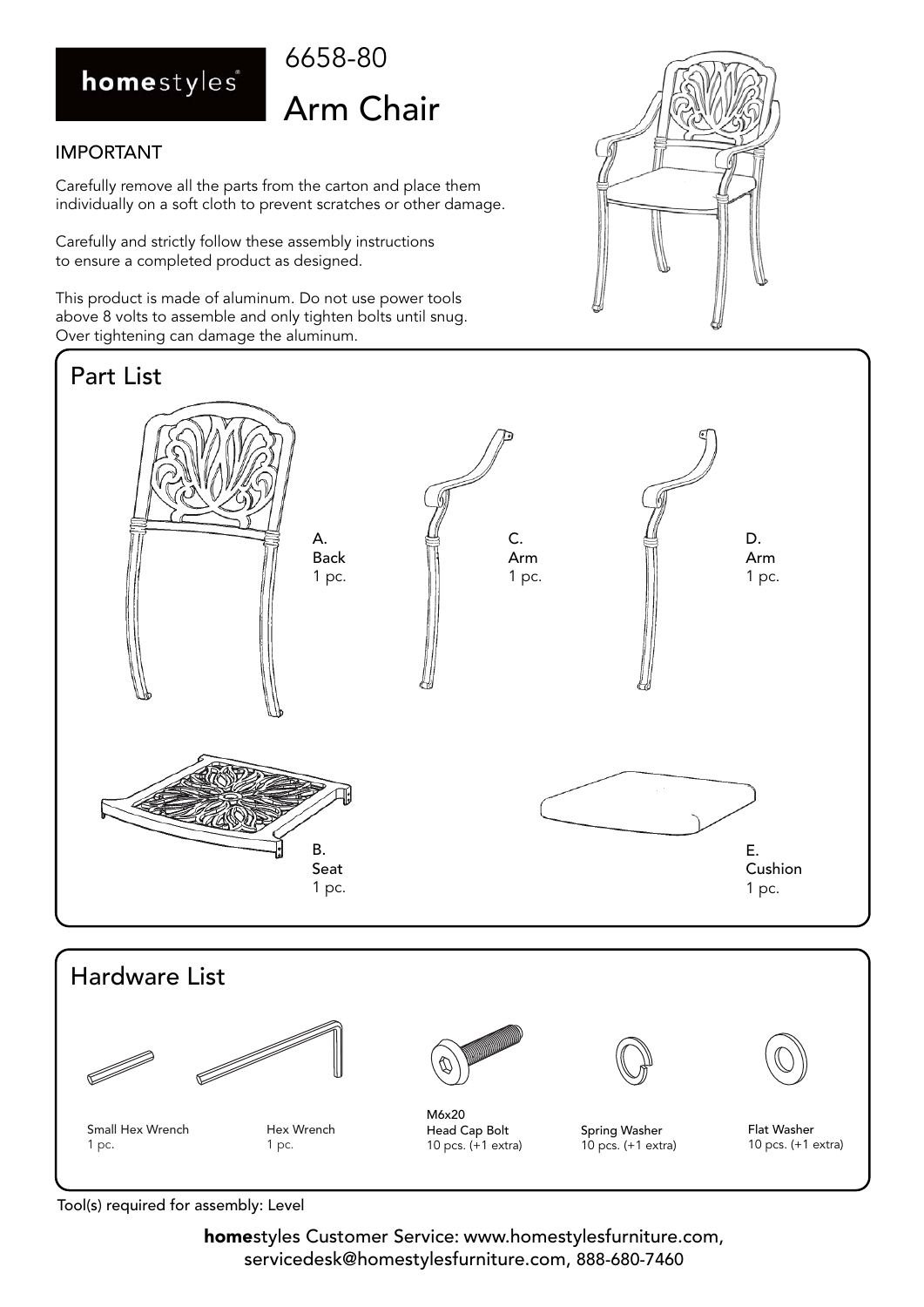**homestyles**

# 6658-80

# Arm Chair

## IMPORTANT

Carefully remove all the parts from the carton and place them individually on a soft cloth to prevent scratches or other damage.

Carefully and strictly follow these assembly instructions to ensure a completed product as designed.

This product is made of aluminum. Do not use power tools above 8 volts to assemble and only tighten bolts until snug. Over tightening can damage the aluminum.

## Part List

A.
Back
1 pc.

C.
Arm
1 pc.

D.
Arm
1 pc.

B.
Seat
1 pc.

E.
Cushion
1 pc.

## Hardware List

Small Hex Wrench
1 pc.

Hex Wrench
1 pc.

M6x20
Head Cap Bolt
10 pcs. (+1 extra)

Spring Washer
10 pcs. (+1 extra)

Flat Washer
10 pcs. (+1 extra)

Tool(s) required for assembly: Level

**home**styles Customer Service: www.homestylesfurniture.com, servicedesk@homestylesfurniture.com, 888-680-7460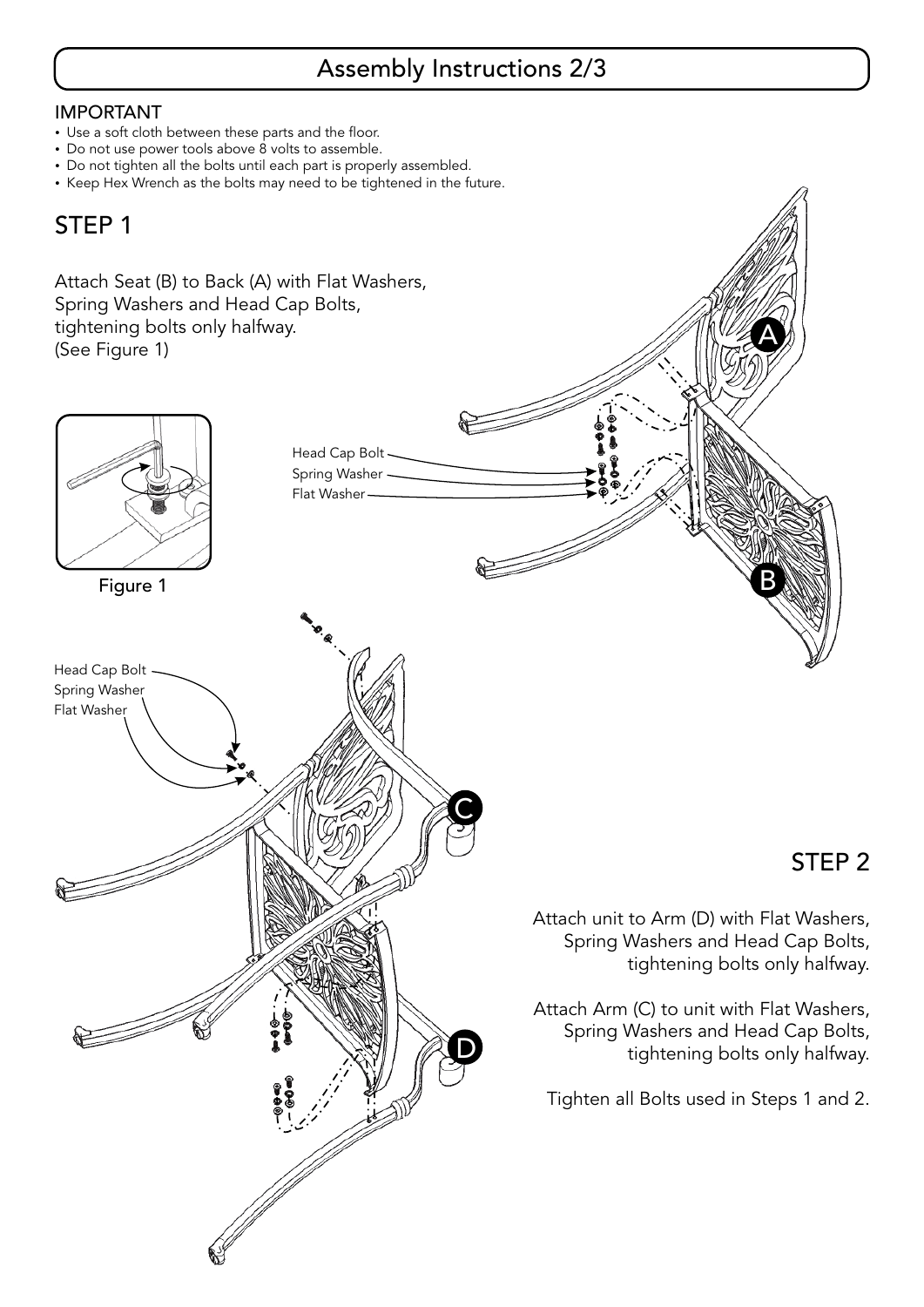# Assembly Instructions 2/3

IMPORTANT

- Use a soft cloth between these parts and the floor.
- Do not use power tools above 8 volts to assemble.
- Do not tighten all the bolts until each part is properly assembled.
- Keep Hex Wrench as the bolts may need to be tightened in the future.

## STEP 1

Attach Seat (B) to Back (A) with Flat Washers, Spring Washers and Head Cap Bolts, tightening bolts only halfway. (See Figure 1)

Head Cap Bolt
Spring Washer
Flat Washer

A

B

Figure 1

Head Cap Bolt
Spring Washer
Flat Washer

C

D

## STEP 2

Attach unit to Arm (D) with Flat Washers, Spring Washers and Head Cap Bolts, tightening bolts only halfway.

Attach Arm (C) to unit with Flat Washers, Spring Washers and Head Cap Bolts, tightening bolts only halfway.

Tighten all Bolts used in Steps 1 and 2.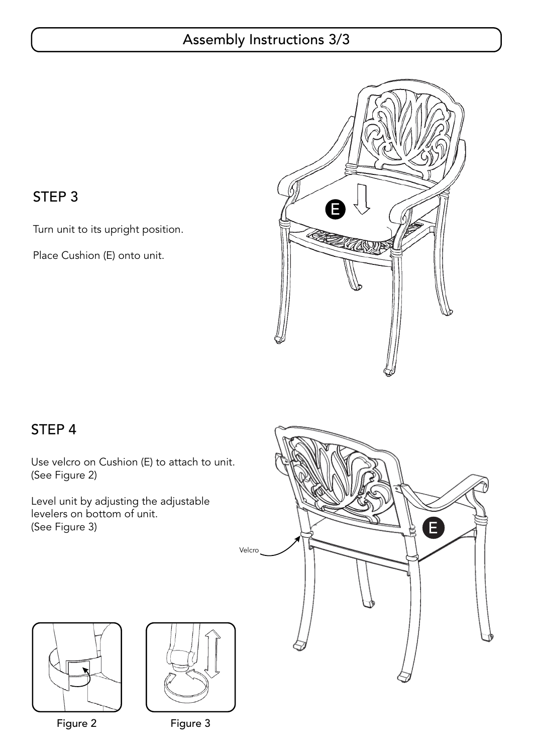# Assembly Instructions 3/3

## STEP 3

Turn unit to its upright position.

Place Cushion (E) onto unit.

## STEP 4

Use velcro on Cushion (E) to attach to unit. (See Figure 2)

Level unit by adjusting the adjustable levelers on bottom of unit. (See Figure 3)

Velcro

Figure 2

Figure 3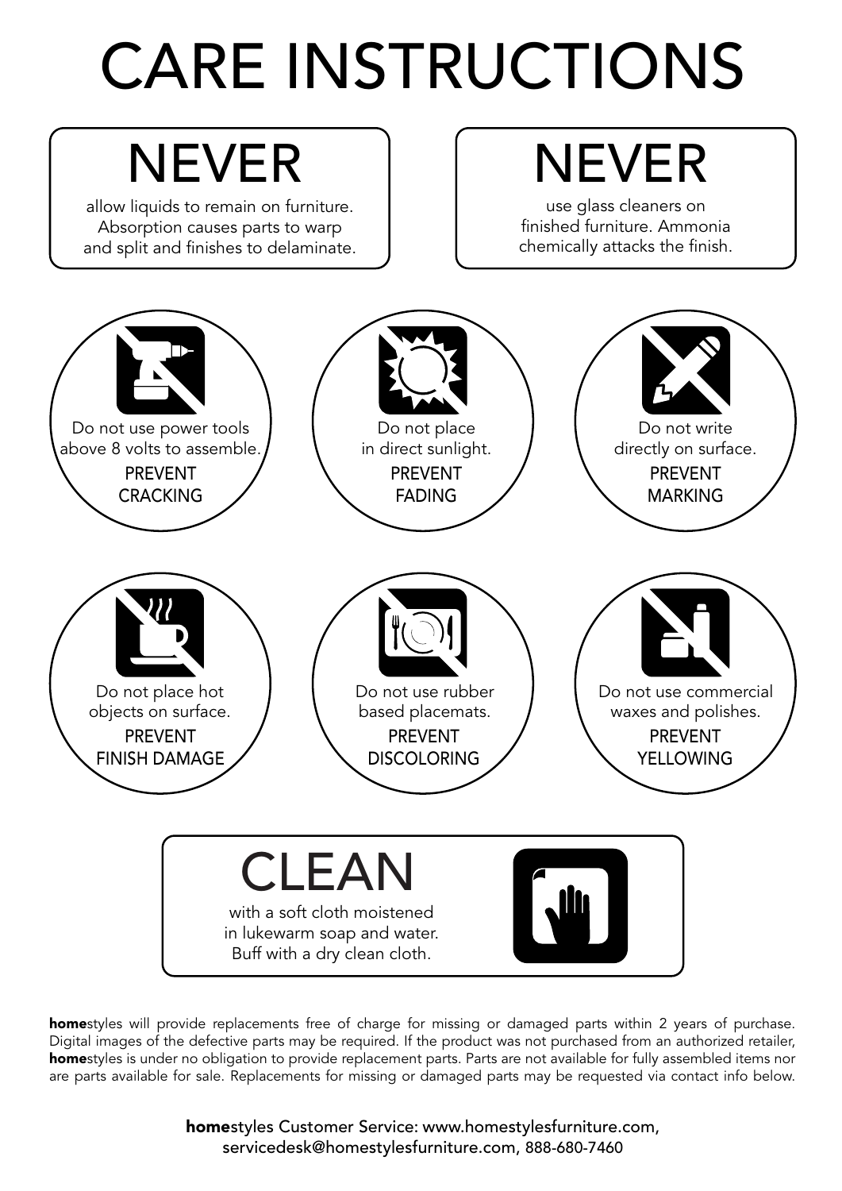# CARE INSTRUCTIONS

## NEVER

allow liquids to remain on furniture. Absorption causes parts to warp and split and finishes to delaminate.

## NEVER

use glass cleaners on finished furniture. Ammonia chemically attacks the finish.

Do not use power tools above 8 volts to assemble.
PREVENT CRACKING

Do not place in direct sunlight.
PREVENT FADING

Do not write directly on surface.
PREVENT MARKING

Do not place hot objects on surface.
PREVENT FINISH DAMAGE

Do not use rubber based placemats.
PREVENT DISCOLORING

Do not use commercial waxes and polishes.
PREVENT YELLOWING

## CLEAN

with a soft cloth moistened in lukewarm soap and water. Buff with a dry clean cloth.

**home**styles will provide replacements free of charge for missing or damaged parts within 2 years of purchase. Digital images of the defective parts may be required. If the product was not purchased from an authorized retailer, **home**styles is under no obligation to provide replacement parts. Parts are not available for fully assembled items nor are parts available for sale. Replacements for missing or damaged parts may be requested via contact info below.

**home**styles Customer Service: www.homestylesfurniture.com, servicedesk@homestylesfurniture.com, 888-680-7460